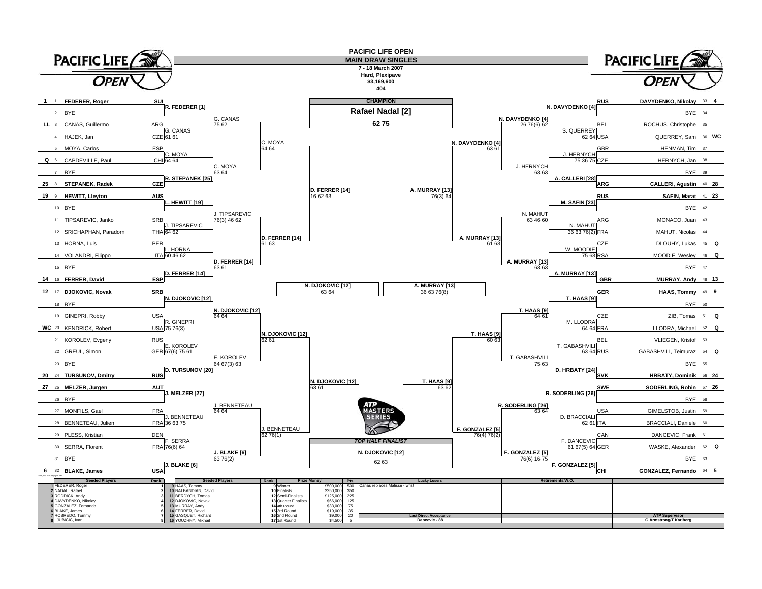# PACIFIC LIFE OPEN

## MAIN DRAW SINGLES

**7 - 18 March 2007**
**Hard, Plexipave**
**$3,169,600**
**404**

### Top Half

| Seed | # | Player | Nat | Round 2 | Round 3 | Round 4 | Quarterfinals |
|---|---|---|---|---|---|---|---|
| 1 | 1 | **FEDERER, Roger** | SUI | R. FEDERER [1] | G. CANAS 75 62 | C. MOYA 64 64 | D. FERRER [14] 16 62 63 |
| | 2 | BYE | | | | | |
| LL | 3 | CANAS, Guillermo | ARG | G. CANAS | | | |
| | 4 | HAJEK, Jan | CZE | 61 61 | | | |
| | 5 | MOYA, Carlos | ESP | C. MOYA | C. MOYA 63 64 | | |
| Q | 6 | CAPDEVILLE, Paul | CHI | 64 64 | | | |
| | 7 | BYE | | R. STEPANEK [25] | | | |
| 25 | 8 | **STEPANEK, Radek** | CZE | | | | |
| 19 | 9 | **HEWITT, Lleyton** | AUS | L. HEWITT [19] | J. TIPSAREVIC 76(3) 46 62 | D. FERRER [14] 61 63 | |
| | 10 | BYE | | | | | |
| | 11 | TIPSAREVIC, Janko | SRB | J. TIPSAREVIC | | | |
| | 12 | SRICHAPHAN, Paradorn | THA | 64 62 | | | |
| | 13 | HORNA, Luis | PER | L. HORNA | D. FERRER [14] 63 61 | | |
| | 14 | VOLANDRI, Filippo | ITA | 60 46 62 | | | |
| | 15 | BYE | | D. FERRER [14] | | | |
| 14 | 16 | **FERRER, David** | ESP | | | | |
| 12 | 17 | **DJOKOVIC, Novak** | SRB | N. DJOKOVIC [12] | N. DJOKOVIC [12] 64 64 | N. DJOKOVIC [12] 62 61 | N. DJOKOVIC [12] 63 61 |
| | 18 | BYE | | | | | |
| | 19 | GINEPRI, Robby | USA | R. GINEPRI | | | |
| WC | 20 | KENDRICK, Robert | USA | 75 76(3) | | | |
| | 21 | KOROLEV, Evgeny | RUS | E. KOROLEV | E. KOROLEV 64 67(3) 63 | | |
| | 22 | GREUL, Simon | GER | 67(6) 75 61 | | | |
| | 23 | BYE | | D. TURSUNOV [20] | | | |
| 20 | 24 | **TURSUNOV, Dmitry** | RUS | | | | |
| 27 | 25 | **MELZER, Jurgen** | AUT | J. MELZER [27] | J. BENNETEAU 64 64 | J. BENNETEAU 62 76(1) | |
| | 26 | BYE | | | | | |
| | 27 | MONFILS, Gael | FRA | J. BENNETEAU | | | |
| | 28 | BENNETEAU, Julien | FRA | 36 63 75 | | | |
| | 29 | PLESS, Kristian | DEN | F. SERRA | J. BLAKE [6] 63 76(2) | | |
| | 30 | SERRA, Florent | FRA | 76(6) 64 | | | |
| | 31 | BYE | | J. BLAKE [6] | | | |
| 6 | 32 | **BLAKE, James** | USA | | | | |

Semifinal (top): N. DJOKOVIC [12] 63 64

### Bottom Half

| Seed | # | Player | Nat | Round 2 | Round 3 | Round 4 | Quarterfinals |
|---|---|---|---|---|---|---|---|
| 4 | 33 | **DAVYDENKO, Nikolay** | RUS | N. DAVYDENKO [4] | N. DAVYDENKO [4] 26 76(6) 62 | N. DAVYDENKO [4] 63 61 | A. MURRAY [13] 76(3) 64 |
| | 34 | BYE | | | | | |
| | 35 | ROCHUS, Christophe | BEL | S. QUERREY | | | |
| WC | 36 | QUERREY, Sam | USA | 62 64 | | | |
| | 37 | HENMAN, Tim | GBR | J. HERNYCH | J. HERNYCH 63 63 | | |
| | 38 | HERNYCH, Jan | CZE | 75 36 75 | | | |
| | 39 | BYE | | A. CALLERI [28] | | | |
| 28 | 40 | **CALLERI, Agustin** | ARG | | | | |
| 23 | 41 | **SAFIN, Marat** | RUS | M. SAFIN [23] | N. MAHUT 63 46 60 | A. MURRAY [13] 61 63 | |
| | 42 | BYE | | | | | |
| | 43 | MONACO, Juan | ARG | N. MAHUT | | | |
| | 44 | MAHUT, Nicolas | FRA | 36 63 76(2) | | | |
| Q | 45 | DLOUHY, Lukas | CZE | W. MOODIE | A. MURRAY [13] 63 63 | | |
| Q | 46 | MOODIE, Wesley | RSA | 75 63 | | | |
| | 47 | BYE | | A. MURRAY [13] | | | |
| 13 | 48 | **MURRAY, Andy** | GBR | | | | |
| 9 | 49 | **HAAS, Tommy** | GER | T. HAAS [9] | T. HAAS [9] 64 61 | T. HAAS [9] 60 63 | T. HAAS [9] 63 62 |
| | 50 | BYE | | | | | |
| Q | 51 | ZIB, Tomas | CZE | M. LLODRA | | | |
| Q | 52 | LLODRA, Michael | FRA | 64 64 | | | |
| | 53 | VLIEGEN, Kristof | BEL | T. GABASHVILI | T. GABASHVILI 75 63 | | |
| Q | 54 | GABASHVILI, Teimuraz | RUS | 63 64 | | | |
| | 55 | BYE | | D. HRBATY [24] | | | |
| 24 | 56 | **HRBATY, Dominik** | SVK | | | | |
| 26 | 57 | **SODERLING, Robin** | SWE | R. SODERLING [26] | R. SODERLING [26] 63 64 | F. GONZALEZ [5] 76(4) 76(2) | |
| | 58 | BYE | | | | | |
| | 59 | GIMELSTOB, Justin | USA | D. BRACCIALI | | | |
| | 60 | BRACCIALI, Daniele | ITA | 62 61 | | | |
| | 61 | DANCEVIC, Frank | CAN | F. DANCEVIC | F. GONZALEZ [5] 76(6) 16 75 | | |
| Q | 62 | WASKE, Alexander | GER | 61 67(5) 64 | | | |
| | 63 | BYE | | F. GONZALEZ [5] | | | |
| 5 | 64 | **GONZALEZ, Fernando** | CHI | | | | |

Semifinal (bottom): A. MURRAY [13] 36 63 76(8)

**CHAMPION**

**Rafael Nadal [2]**

**62 75**

**TOP HALF FINALIST**

N. DJOKOVIC [12]

62 63

ATP MASTERS SERIES

| Seeded Players | Rank | Seeded Players | Rank | Prize Money | | Pts. |
|---|---|---|---|---|---|---|
| 1 FEDERER, Roger | 1 | 9 HAAS, Tommy | 9 | Winner | $500,000 | 500 |
| 2 NADAL, Rafael | 2 | 10 NALBANDIAN, David | 10 | Finalists | $250,000 | 350 |
| 3 RODDICK, Andy | 3 | 11 BERDYCH, Tomas | 12 | Semi-Finalists | $125,000 | 225 |
| 4 DAVYDENKO, Nikolay | 4 | 12 DJOKOVIC, Novak | 13 | Quarter Finalists | $66,000 | 125 |
| 5 GONZALEZ, Fernando | 5 | 13 MURRAY, Andy | 14 | 4th Round | $33,000 | 75 |
| 6 BLAKE, James | 6 | 14 FERRER, David | 15 | 3rd Round | $19,000 | 35 |
| 7 ROBREDO, Tommy | 7 | 15 GASQUET, Richard | 16 | 2nd Round | $9,000 | 20 |
| 8 LJUBICIC, Ivan | 8 | 16 YOUZHNY, Mikhail | 17 | 1st Round | $4,500 | 5 |

**Lucky Losers**
Canas replaces Malisse - wrist

**Retirements/W.O.**

**Last Direct Acceptance**
Dancevic - 88

**ATP Supervisor**
G Armstrong/T Karlberg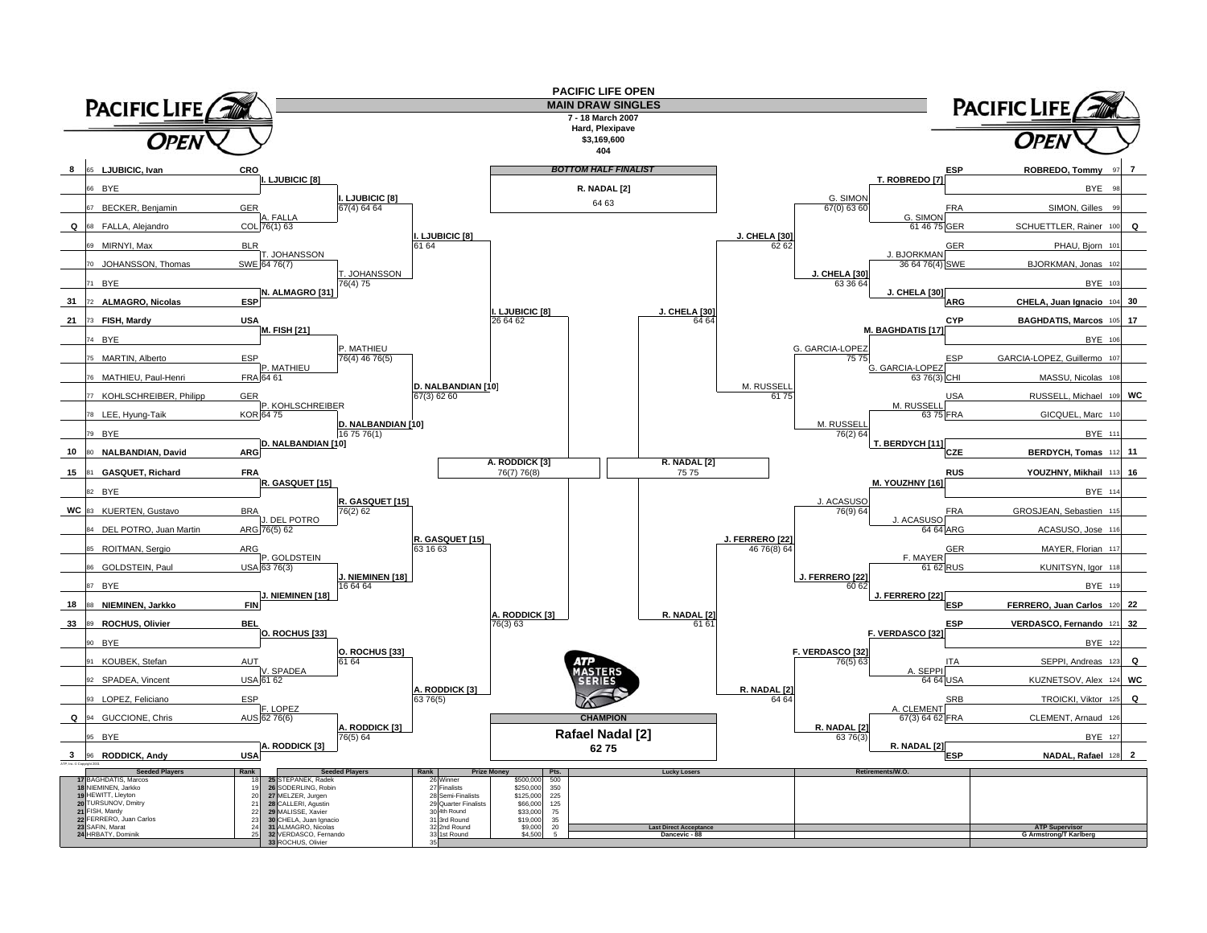# PACIFIC LIFE OPEN

## MAIN DRAW SINGLES

7 - 18 March 2007
Hard, Plexipave
$3,169,600
404

### BOTTOM HALF FINALIST

**R. NADAL [2]**
64 63

### First Round Draw (Left Side)

| Seed | No. | Player | Nat |
|---|---|---|---|
| 8 | 65 | **LJUBICIC, Ivan** | **CRO** |
| | 66 | BYE | |
| | 67 | BECKER, Benjamin | GER |
| Q | 68 | FALLA, Alejandro | COL |
| | 69 | MIRNYI, Max | BLR |
| | 70 | JOHANSSON, Thomas | SWE |
| | 71 | BYE | |
| 31 | 72 | **ALMAGRO, Nicolas** | **ESP** |
| 21 | 73 | **FISH, Mardy** | **USA** |
| | 74 | BYE | |
| | 75 | MARTIN, Alberto | ESP |
| | 76 | MATHIEU, Paul-Henri | FRA |
| | 77 | KOHLSCHREIBER, Philipp | GER |
| | 78 | LEE, Hyung-Taik | KOR |
| | 79 | BYE | |
| 10 | 80 | **NALBANDIAN, David** | **ARG** |
| 15 | 81 | **GASQUET, Richard** | **FRA** |
| | 82 | BYE | |
| WC | 83 | KUERTEN, Gustavo | BRA |
| | 84 | DEL POTRO, Juan Martin | ARG |
| | 85 | ROITMAN, Sergio | ARG |
| | 86 | GOLDSTEIN, Paul | USA |
| | 87 | BYE | |
| 18 | 88 | **NIEMINEN, Jarkko** | **FIN** |
| 33 | 89 | **ROCHUS, Olivier** | **BEL** |
| | 90 | BYE | |
| | 91 | KOUBEK, Stefan | AUT |
| | 92 | SPADEA, Vincent | USA |
| | 93 | LOPEZ, Feliciano | ESP |
| Q | 94 | GUCCIONE, Chris | AUS |
| | 95 | BYE | |
| 3 | 96 | **RODDICK, Andy** | **USA** |

### First Round Draw (Right Side)

| No. | Player | Nat | Seed |
|---|---|---|---|
| 97 | **ROBREDO, Tommy** | **ESP** | 7 |
| 98 | BYE | | |
| 99 | SIMON, Gilles | FRA | |
| 100 | SCHUETTLER, Rainer | GER | Q |
| 101 | PHAU, Bjorn | GER | |
| 102 | BJORKMAN, Jonas | SWE | |
| 103 | BYE | | |
| 104 | **CHELA, Juan Ignacio** | **ARG** | 30 |
| 105 | **BAGHDATIS, Marcos** | **CYP** | 17 |
| 106 | BYE | | |
| 107 | GARCIA-LOPEZ, Guillermo | ESP | |
| 108 | MASSU, Nicolas | CHI | |
| 109 | RUSSELL, Michael | USA | WC |
| 110 | GICQUEL, Marc | FRA | |
| 111 | BYE | | |
| 112 | **BERDYCH, Tomas** | **CZE** | 11 |
| 113 | **YOUZHNY, Mikhail** | **RUS** | 16 |
| 114 | BYE | | |
| 115 | GROSJEAN, Sebastien | FRA | |
| 116 | ACASUSO, Jose | ARG | |
| 117 | MAYER, Florian | GER | |
| 118 | KUNITSYN, Igor | RUS | |
| 119 | BYE | | |
| 120 | **FERRERO, Juan Carlos** | **ESP** | 22 |
| 121 | **VERDASCO, Fernando** | **ESP** | 32 |
| 122 | BYE | | |
| 123 | SEPPI, Andreas | ITA | Q |
| 124 | KUZNETSOV, Alex | USA | WC |
| 125 | TROICKI, Viktor | SRB | Q |
| 126 | CLEMENT, Arnaud | FRA | |
| 127 | BYE | | |
| 128 | **NADAL, Rafael** | **ESP** | 2 |

### Second Round (Left Side)

- I. LJUBICIC [8]
- A. FALLA 76(1) 63
- T. JOHANSSON 64 76(7)
- N. ALMAGRO [31]
- M. FISH [21]
- P. MATHIEU 64 61
- P. KOHLSCHREIBER 64 75
- D. NALBANDIAN [10]
- R. GASQUET [15]
- J. DEL POTRO 76(5) 62
- P. GOLDSTEIN 63 76(3)
- J. NIEMINEN [18]
- O. ROCHUS [33]
- V. SPADEA 61 62
- F. LOPEZ 62 76(6)
- A. RODDICK [3]

### Third Round (Left Side)

- I. LJUBICIC [8] 67(4) 64 64
- T. JOHANSSON 76(4) 75
- P. MATHIEU 76(4) 46 76(5)
- D. NALBANDIAN [10] 16 75 76(1)
- R. GASQUET [15] 76(2) 62
- J. NIEMINEN [18] 16 64 64
- O. ROCHUS [33] 61 64
- A. RODDICK [3] 76(5) 64

### Fourth Round (Left Side)

- I. LJUBICIC [8] 61 64
- D. NALBANDIAN [10] 67(3) 62 60
- R. GASQUET [15] 63 16 63
- A. RODDICK [3] 63 76(5)

### Quarterfinals (Left Side)

- I. LJUBICIC [8] 26 64 62
- A. RODDICK [3] 76(3) 63

### Semifinalist (Left Side)

- A. RODDICK [3] 76(7) 76(8)

### Second Round (Right Side)

- T. ROBREDO [7]
- G. SIMON 61 46 75
- J. BJORKMAN 36 64 76(4)
- J. CHELA [30]
- M. BAGHDATIS [17]
- G. GARCIA-LOPEZ 63 76(3)
- M. RUSSELL 63 75
- T. BERDYCH [11]
- M. YOUZHNY [16]
- J. ACASUSO 64 64
- F. MAYER 61 62
- J. FERRERO [22]
- F. VERDASCO [32]
- A. SEPPI 64 64
- A. CLEMENT 67(3) 64 62
- R. NADAL [2]

### Third Round (Right Side)

- G. SIMON 67(0) 63 60
- J. CHELA [30] 63 36 64
- G. GARCIA-LOPEZ 75 75
- M. RUSSELL 76(2) 64
- J. ACASUSO 76(9) 64
- J. FERRERO [22] 60 62
- F. VERDASCO [32] 76(5) 63
- R. NADAL [2] 63 76(3)

### Fourth Round (Right Side)

- J. CHELA [30] 62 62
- M. RUSSELL 61 75
- J. FERRERO [22] 46 76(8) 64
- R. NADAL [2] 64 64

### Quarterfinals (Right Side)

- J. CHELA [30] 64 64
- R. NADAL [2] 61 61

### Semifinalist (Right Side)

- R. NADAL [2] 75 75

### CHAMPION

**Rafael Nadal [2]**
**62 75**

| Seeded Players | Rank | Seeded Players | Rank |
|---|---|---|---|
| 17 BAGHDATIS, Marcos | 18 | 25 STEPANEK, Radek | 26 |
| 18 NIEMINEN, Jarkko | 19 | 26 SODERLING, Robin | 27 |
| 19 HEWITT, Lleyton | 20 | 27 MELZER, Jurgen | 28 |
| 20 TURSUNOV, Dmitry | 21 | 28 CALLERI, Agustin | 29 |
| 21 FISH, Mardy | 22 | 29 MALISSE, Xavier | 30 |
| 22 FERRERO, Juan Carlos | 23 | 30 CHELA, Juan Ignacio | 31 |
| 23 SAFIN, Marat | 24 | 31 ALMAGRO, Nicolas | 32 |
| 24 HRBATY, Dominik | 25 | 32 VERDASCO, Fernando | 33 |
| | | 33 ROCHUS, Olivier | 35 |

| Prize Money | | Pts. |
|---|---|---|
| Winner | $500,000 | 500 |
| Finalists | $250,000 | 350 |
| Semi-Finalists | $125,000 | 225 |
| Quarter Finalists | $66,000 | 125 |
| 4th Round | $33,000 | 75 |
| 3rd Round | $19,000 | 35 |
| 2nd Round | $9,000 | 20 |
| 1st Round | $4,500 | 5 |

**Lucky Losers**

**Retirements/W.O.**

**Last Direct Acceptance**
Dancevic - 88

**ATP Supervisor**
G Armstrong/T Karlberg